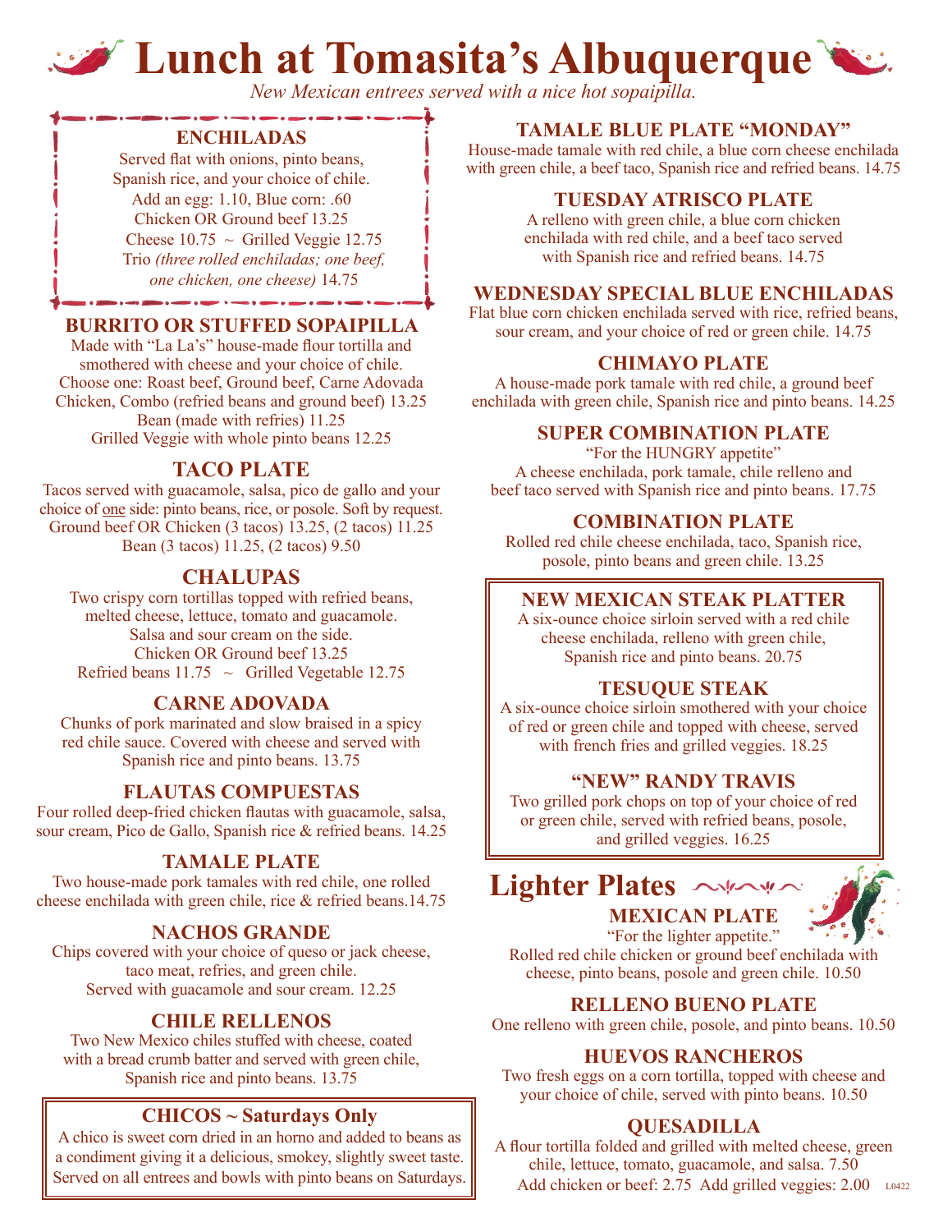# Lunch at Tomasita's Albuquerque

*New Mexican entrees served with a nice hot sopaipilla.*

## ENCHILADAS

Served flat with onions, pinto beans, Spanish rice, and your choice of chile.
Add an egg: 1.10, Blue corn: .60
Chicken OR Ground beef 13.25
Cheese 10.75 ~ Grilled Veggie 12.75
Trio *(three rolled enchiladas; one beef, one chicken, one cheese)* 14.75

## BURRITO OR STUFFED SOPAIPILLA

Made with "La La's" house-made flour tortilla and smothered with cheese and your choice of chile.
Choose one: Roast beef, Ground beef, Carne Adovada Chicken, Combo (refried beans and ground beef) 13.25
Bean (made with refries) 11.25
Grilled Veggie with whole pinto beans 12.25

## TACO PLATE

Tacos served with guacamole, salsa, pico de gallo and your choice of one side: pinto beans, rice, or posole. Soft by request.
Ground beef OR Chicken (3 tacos) 13.25, (2 tacos) 11.25
Bean (3 tacos) 11.25, (2 tacos) 9.50

## CHALUPAS

Two crispy corn tortillas topped with refried beans, melted cheese, lettuce, tomato and guacamole.
Salsa and sour cream on the side.
Chicken OR Ground beef 13.25
Refried beans 11.75 ~ Grilled Vegetable 12.75

## CARNE ADOVADA

Chunks of pork marinated and slow braised in a spicy red chile sauce. Covered with cheese and served with Spanish rice and pinto beans. 13.75

## FLAUTAS COMPUESTAS

Four rolled deep-fried chicken flautas with guacamole, salsa, sour cream, Pico de Gallo, Spanish rice & refried beans. 14.25

## TAMALE PLATE

Two house-made pork tamales with red chile, one rolled cheese enchilada with green chile, rice & refried beans.14.75

## NACHOS GRANDE

Chips covered with your choice of queso or jack cheese, taco meat, refries, and green chile.
Served with guacamole and sour cream. 12.25

## CHILE RELLENOS

Two New Mexico chiles stuffed with cheese, coated with a bread crumb batter and served with green chile, Spanish rice and pinto beans. 13.75

## CHICOS ~ Saturdays Only

A chico is sweet corn dried in an horno and added to beans as a condiment giving it a delicious, smokey, slightly sweet taste. Served on all entrees and bowls with pinto beans on Saturdays.

## TAMALE BLUE PLATE "MONDAY"

House-made tamale with red chile, a blue corn cheese enchilada with green chile, a beef taco, Spanish rice and refried beans. 14.75

## TUESDAY ATRISCO PLATE

A relleno with green chile, a blue corn chicken enchilada with red chile, and a beef taco served with Spanish rice and refried beans. 14.75

## WEDNESDAY SPECIAL BLUE ENCHILADAS

Flat blue corn chicken enchilada served with rice, refried beans, sour cream, and your choice of red or green chile. 14.75

## CHIMAYO PLATE

A house-made pork tamale with red chile, a ground beef enchilada with green chile, Spanish rice and pinto beans. 14.25

## SUPER COMBINATION PLATE

"For the HUNGRY appetite"
A cheese enchilada, pork tamale, chile relleno and beef taco served with Spanish rice and pinto beans. 17.75

## COMBINATION PLATE

Rolled red chile cheese enchilada, taco, Spanish rice, posole, pinto beans and green chile. 13.25

## NEW MEXICAN STEAK PLATTER

A six-ounce choice sirloin served with a red chile cheese enchilada, relleno with green chile, Spanish rice and pinto beans. 20.75

## TESUQUE STEAK

A six-ounce choice sirloin smothered with your choice of red or green chile and topped with cheese, served with french fries and grilled veggies. 18.25

## "NEW" RANDY TRAVIS

Two grilled pork chops on top of your choice of red or green chile, served with refried beans, posole, and grilled veggies. 16.25

# Lighter Plates

## MEXICAN PLATE

"For the lighter appetite."
Rolled red chile chicken or ground beef enchilada with cheese, pinto beans, posole and green chile. 10.50

## RELLENO BUENO PLATE

One relleno with green chile, posole, and pinto beans. 10.50

## HUEVOS RANCHEROS

Two fresh eggs on a corn tortilla, topped with cheese and your choice of chile, served with pinto beans. 10.50

## QUESADILLA

A flour tortilla folded and grilled with melted cheese, green chile, lettuce, tomato, guacamole, and salsa. 7.50
Add chicken or beef: 2.75 Add grilled veggies: 2.00

L0422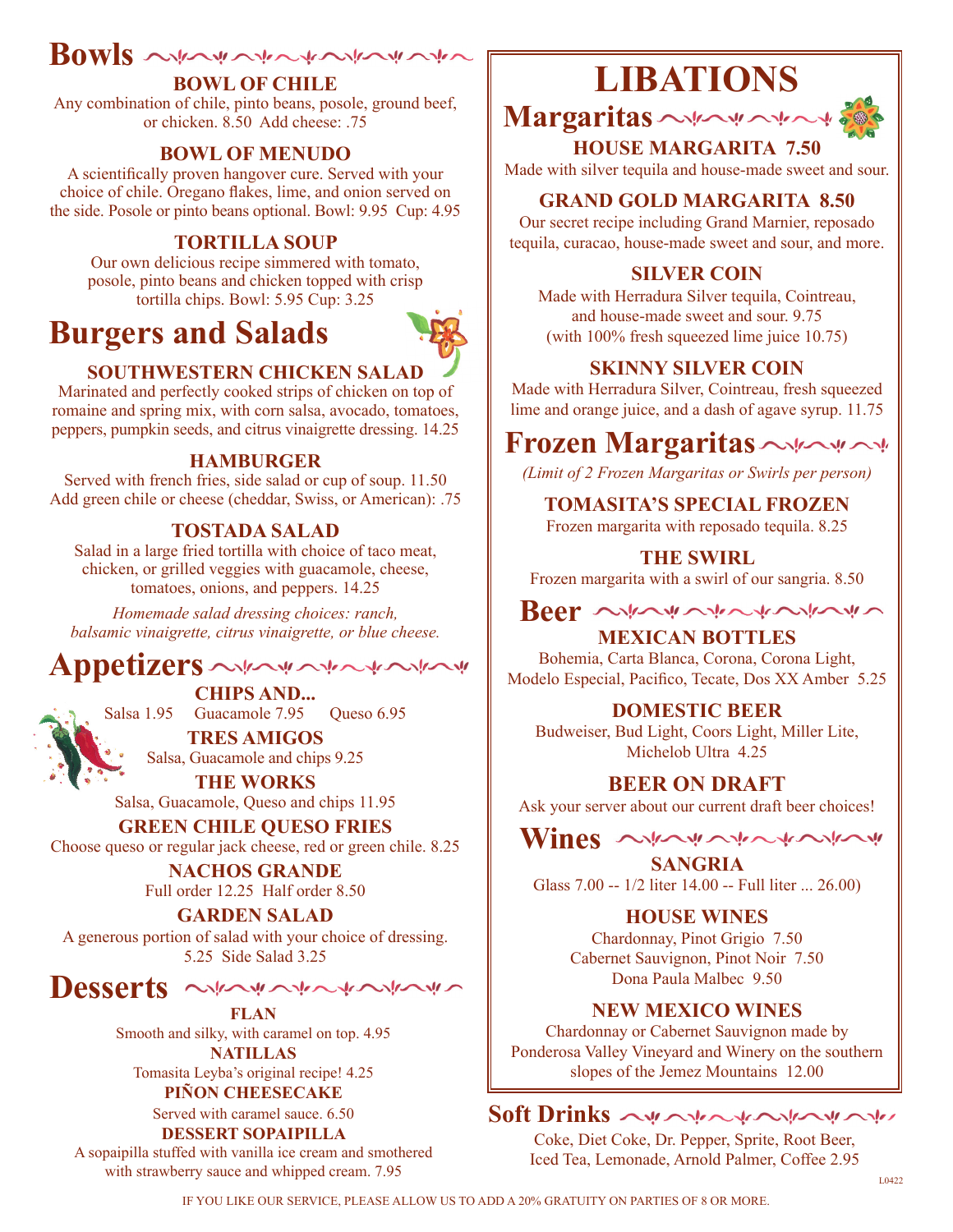# Bowls

### BOWL OF CHILE

Any combination of chile, pinto beans, posole, ground beef, or chicken. 8.50 Add cheese: .75

### BOWL OF MENUDO

A scientifically proven hangover cure. Served with your choice of chile. Oregano flakes, lime, and onion served on the side. Posole or pinto beans optional. Bowl: 9.95 Cup: 4.95

### TORTILLA SOUP

Our own delicious recipe simmered with tomato, posole, pinto beans and chicken topped with crisp tortilla chips. Bowl: 5.95 Cup: 3.25

# Burgers and Salads

### SOUTHWESTERN CHICKEN SALAD

Marinated and perfectly cooked strips of chicken on top of romaine and spring mix, with corn salsa, avocado, tomatoes, peppers, pumpkin seeds, and citrus vinaigrette dressing. 14.25

### HAMBURGER

Served with french fries, side salad or cup of soup. 11.50
Add green chile or cheese (cheddar, Swiss, or American): .75

### TOSTADA SALAD

Salad in a large fried tortilla with choice of taco meat, chicken, or grilled veggies with guacamole, cheese, tomatoes, onions, and peppers. 14.25

*Homemade salad dressing choices: ranch, balsamic vinaigrette, citrus vinaigrette, or blue cheese.*

# Appetizers

### CHIPS AND...

Salsa 1.95 Guacamole 7.95 Queso 6.95

### TRES AMIGOS

Salsa, Guacamole and chips 9.25

### THE WORKS

Salsa, Guacamole, Queso and chips 11.95

### GREEN CHILE QUESO FRIES

Choose queso or regular jack cheese, red or green chile. 8.25

### NACHOS GRANDE

Full order 12.25 Half order 8.50

### GARDEN SALAD

A generous portion of salad with your choice of dressing. 5.25 Side Salad 3.25

# Desserts

### FLAN

Smooth and silky, with caramel on top. 4.95

### NATILLAS

Tomasita Leyba's original recipe! 4.25

### PIÑON CHEESECAKE

Served with caramel sauce. 6.50

### DESSERT SOPAIPILLA

A sopaipilla stuffed with vanilla ice cream and smothered with strawberry sauce and whipped cream. 7.95

# LIBATIONS

## Margaritas

### HOUSE MARGARITA 7.50

Made with silver tequila and house-made sweet and sour.

### GRAND GOLD MARGARITA 8.50

Our secret recipe including Grand Marnier, reposado tequila, curacao, house-made sweet and sour, and more.

### SILVER COIN

Made with Herradura Silver tequila, Cointreau, and house-made sweet and sour. 9.75
(with 100% fresh squeezed lime juice 10.75)

### SKINNY SILVER COIN

Made with Herradura Silver, Cointreau, fresh squeezed lime and orange juice, and a dash of agave syrup. 11.75

## Frozen Margaritas

*(Limit of 2 Frozen Margaritas or Swirls per person)*

### TOMASITA'S SPECIAL FROZEN

Frozen margarita with reposado tequila. 8.25

### THE SWIRL

Frozen margarita with a swirl of our sangria. 8.50

## Beer

### MEXICAN BOTTLES

Bohemia, Carta Blanca, Corona, Corona Light, Modelo Especial, Pacifico, Tecate, Dos XX Amber 5.25

### DOMESTIC BEER

Budweiser, Bud Light, Coors Light, Miller Lite, Michelob Ultra 4.25

### BEER ON DRAFT

Ask your server about our current draft beer choices!

## Wines

### SANGRIA

Glass 7.00 -- 1/2 liter 14.00 -- Full liter ... 26.00)

### HOUSE WINES

Chardonnay, Pinot Grigio 7.50
Cabernet Sauvignon, Pinot Noir 7.50
Dona Paula Malbec 9.50

### NEW MEXICO WINES

Chardonnay or Cabernet Sauvignon made by Ponderosa Valley Vineyard and Winery on the southern slopes of the Jemez Mountains 12.00

## Soft Drinks

Coke, Diet Coke, Dr. Pepper, Sprite, Root Beer, Iced Tea, Lemonade, Arnold Palmer, Coffee 2.95

L0422

IF YOU LIKE OUR SERVICE, PLEASE ALLOW US TO ADD A 20% GRATUITY ON PARTIES OF 8 OR MORE.